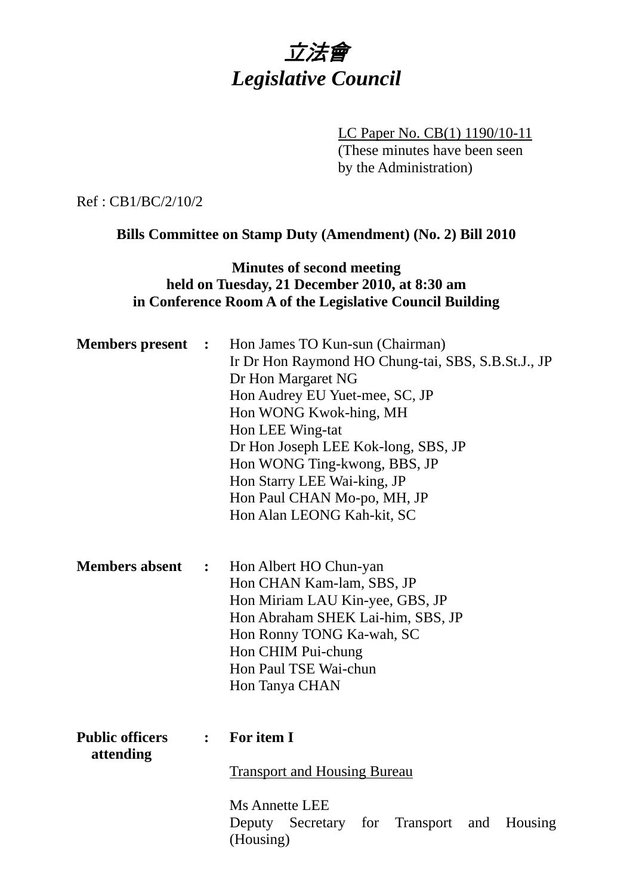# *立法會*
# *Legislative Council*

LC Paper No. CB(1) 1190/10-11
(These minutes have been seen by the Administration)

Ref : CB1/BC/2/10/2

**Bills Committee on Stamp Duty (Amendment) (No. 2) Bill 2010**

**Minutes of second meeting held on Tuesday, 21 December 2010, at 8:30 am in Conference Room A of the Legislative Council Building**

**Members present :**

Hon James TO Kun-sun (Chairman)
Ir Dr Hon Raymond HO Chung-tai, SBS, S.B.St.J., JP
Dr Hon Margaret NG
Hon Audrey EU Yuet-mee, SC, JP
Hon WONG Kwok-hing, MH
Hon LEE Wing-tat
Dr Hon Joseph LEE Kok-long, SBS, JP
Hon WONG Ting-kwong, BBS, JP
Hon Starry LEE Wai-king, JP
Hon Paul CHAN Mo-po, MH, JP
Hon Alan LEONG Kah-kit, SC

**Members absent :**

Hon Albert HO Chun-yan
Hon CHAN Kam-lam, SBS, JP
Hon Miriam LAU Kin-yee, GBS, JP
Hon Abraham SHEK Lai-him, SBS, JP
Hon Ronny TONG Ka-wah, SC
Hon CHIM Pui-chung
Hon Paul TSE Wai-chun
Hon Tanya CHAN

**Public officers attending :**

**For item I**

Transport and Housing Bureau

Ms Annette LEE
Deputy Secretary for Transport and Housing (Housing)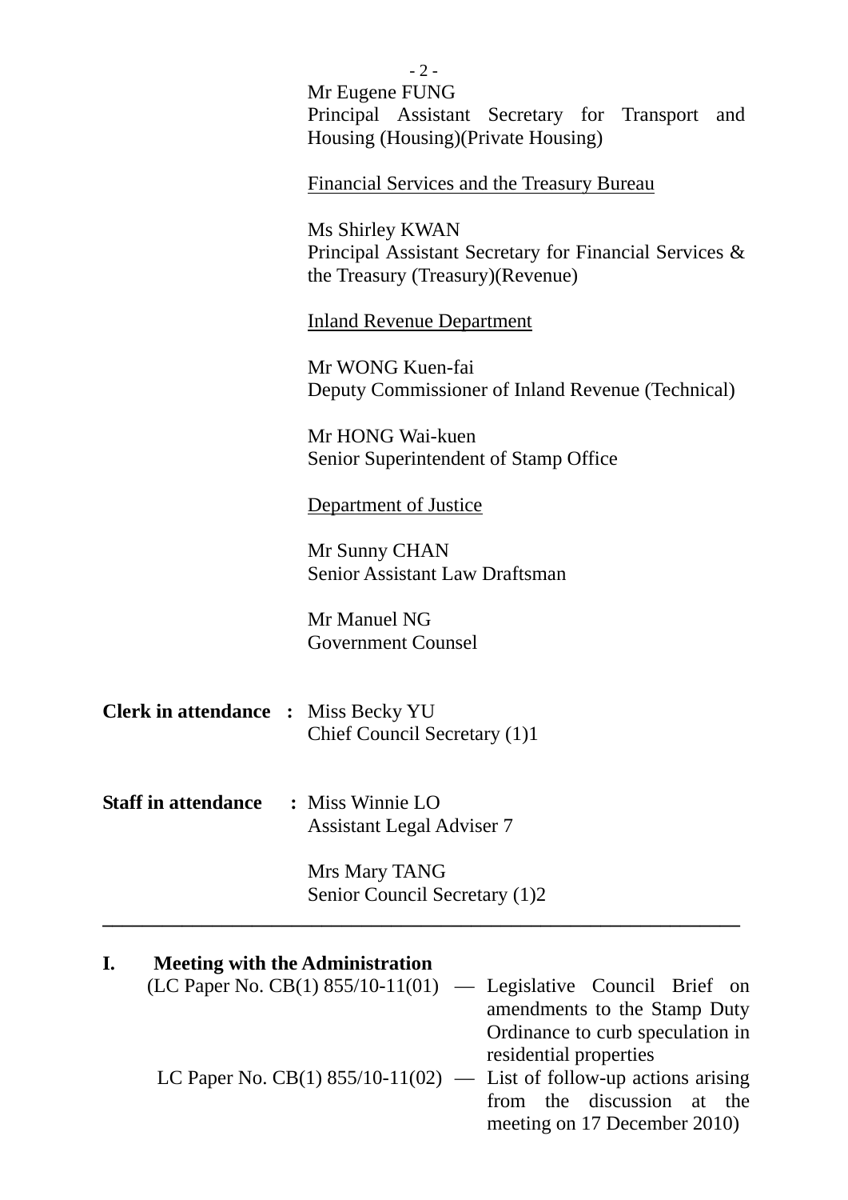Mr Eugene FUNG
Principal Assistant Secretary for Transport and Housing (Housing)(Private Housing)

Financial Services and the Treasury Bureau

Ms Shirley KWAN
Principal Assistant Secretary for Financial Services & the Treasury (Treasury)(Revenue)

Inland Revenue Department

Mr WONG Kuen-fai
Deputy Commissioner of Inland Revenue (Technical)

Mr HONG Wai-kuen
Senior Superintendent of Stamp Office

Department of Justice

Mr Sunny CHAN
Senior Assistant Law Draftsman

Mr Manuel NG
Government Counsel

**Clerk in attendance :** Miss Becky YU
Chief Council Secretary (1)1

**Staff in attendance :** Miss Winnie LO
Assistant Legal Adviser 7

Mrs Mary TANG
Senior Council Secretary (1)2

---

## I. Meeting with the Administration

(LC Paper No. CB(1) 855/10-11(01) — Legislative Council Brief on amendments to the Stamp Duty Ordinance to curb speculation in residential properties

LC Paper No. CB(1) 855/10-11(02) — List of follow-up actions arising from the discussion at the meeting on 17 December 2010)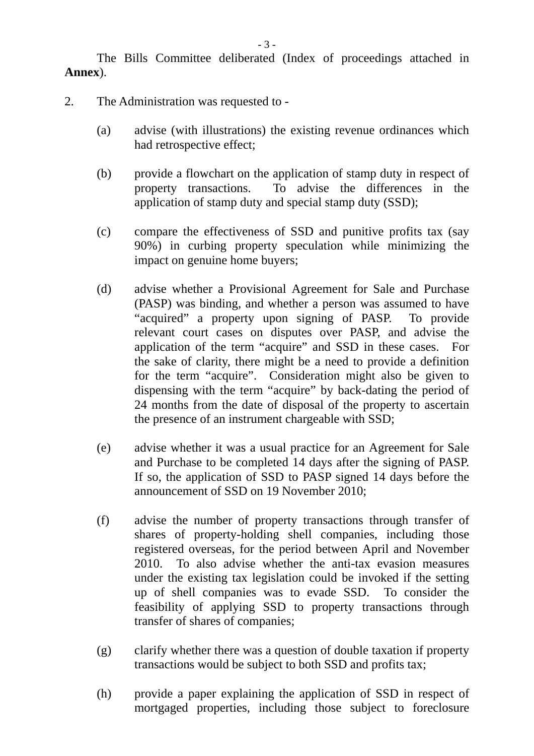The Bills Committee deliberated (Index of proceedings attached in **Annex**).

2. The Administration was requested to -

   (a) advise (with illustrations) the existing revenue ordinances which had retrospective effect;

   (b) provide a flowchart on the application of stamp duty in respect of property transactions. To advise the differences in the application of stamp duty and special stamp duty (SSD);

   (c) compare the effectiveness of SSD and punitive profits tax (say 90%) in curbing property speculation while minimizing the impact on genuine home buyers;

   (d) advise whether a Provisional Agreement for Sale and Purchase (PASP) was binding, and whether a person was assumed to have "acquired" a property upon signing of PASP. To provide relevant court cases on disputes over PASP, and advise the application of the term "acquire" and SSD in these cases. For the sake of clarity, there might be a need to provide a definition for the term "acquire". Consideration might also be given to dispensing with the term "acquire" by back-dating the period of 24 months from the date of disposal of the property to ascertain the presence of an instrument chargeable with SSD;

   (e) advise whether it was a usual practice for an Agreement for Sale and Purchase to be completed 14 days after the signing of PASP. If so, the application of SSD to PASP signed 14 days before the announcement of SSD on 19 November 2010;

   (f) advise the number of property transactions through transfer of shares of property-holding shell companies, including those registered overseas, for the period between April and November 2010. To also advise whether the anti-tax evasion measures under the existing tax legislation could be invoked if the setting up of shell companies was to evade SSD. To consider the feasibility of applying SSD to property transactions through transfer of shares of companies;

   (g) clarify whether there was a question of double taxation if property transactions would be subject to both SSD and profits tax;

   (h) provide a paper explaining the application of SSD in respect of mortgaged properties, including those subject to foreclosure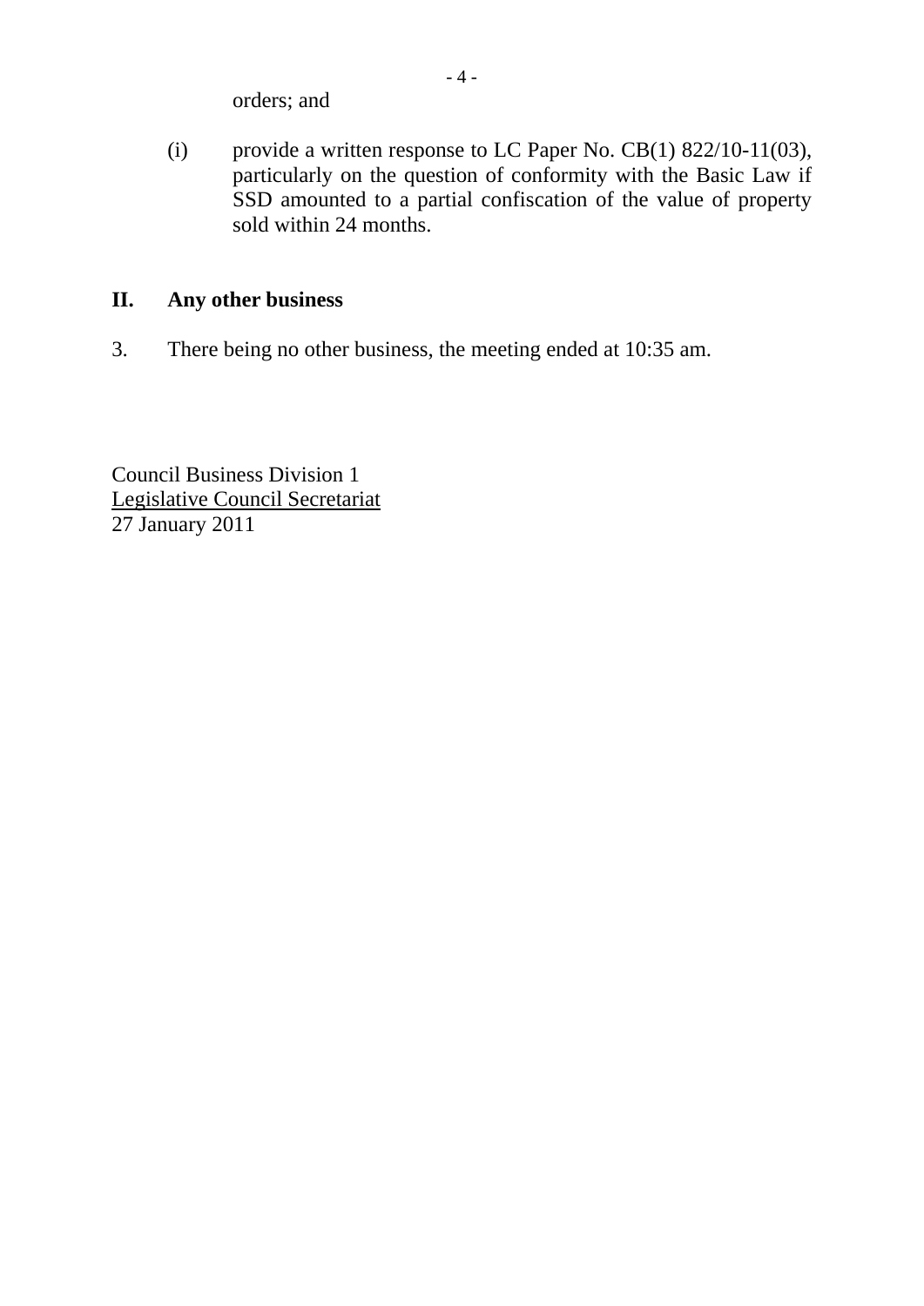orders; and

(i) provide a written response to LC Paper No. CB(1) 822/10-11(03), particularly on the question of conformity with the Basic Law if SSD amounted to a partial confiscation of the value of property sold within 24 months.

## II. Any other business

3. There being no other business, the meeting ended at 10:35 am.

Council Business Division 1
Legislative Council Secretariat
27 January 2011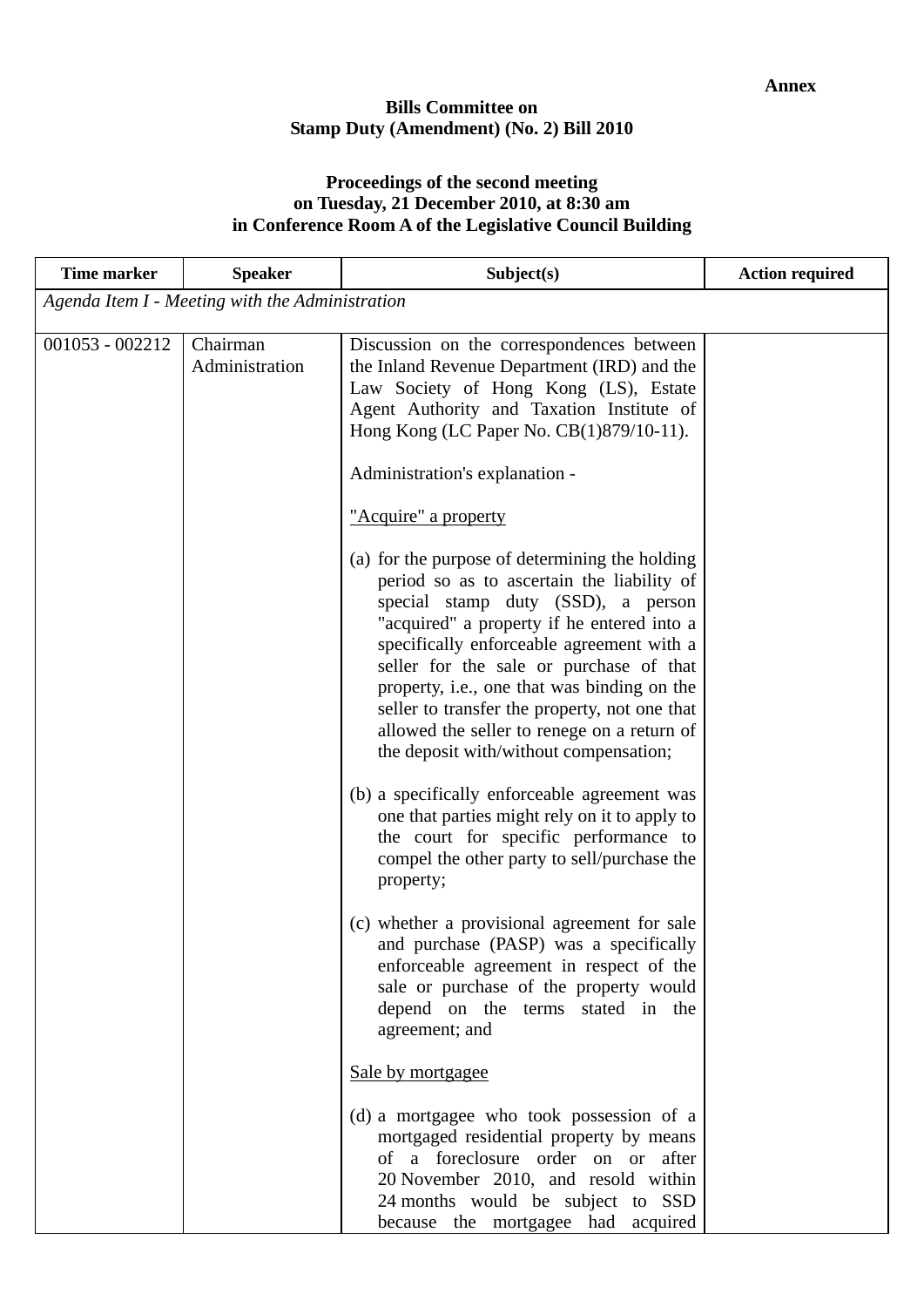**Annex**

**Bills Committee on**
**Stamp Duty (Amendment) (No. 2) Bill 2010**

**Proceedings of the second meeting**
**on Tuesday, 21 December 2010, at 8:30 am**
**in Conference Room A of the Legislative Council Building**

| Time marker | Speaker | Subject(s) | Action required |
|---|---|---|---|
| *Agenda Item I - Meeting with the Administration* | | | |
| 001053 - 002212 | Chairman<br>Administration | Discussion on the correspondences between the Inland Revenue Department (IRD) and the Law Society of Hong Kong (LS), Estate Agent Authority and Taxation Institute of Hong Kong (LC Paper No. CB(1)879/10-11).<br><br>Administration's explanation -<br><br><u>"Acquire" a property</u><br><br>(a) for the purpose of determining the holding period so as to ascertain the liability of special stamp duty (SSD), a person "acquired" a property if he entered into a specifically enforceable agreement with a seller for the sale or purchase of that property, i.e., one that was binding on the seller to transfer the property, not one that allowed the seller to renege on a return of the deposit with/without compensation;<br><br>(b) a specifically enforceable agreement was one that parties might rely on it to apply to the court for specific performance to compel the other party to sell/purchase the property;<br><br>(c) whether a provisional agreement for sale and purchase (PASP) was a specifically enforceable agreement in respect of the sale or purchase of the property would depend on the terms stated in the agreement; and<br><br><u>Sale by mortgagee</u><br><br>(d) a mortgagee who took possession of a mortgaged residential property by means of a foreclosure order on or after 20 November 2010, and resold within 24 months would be subject to SSD because the mortgagee had acquired | |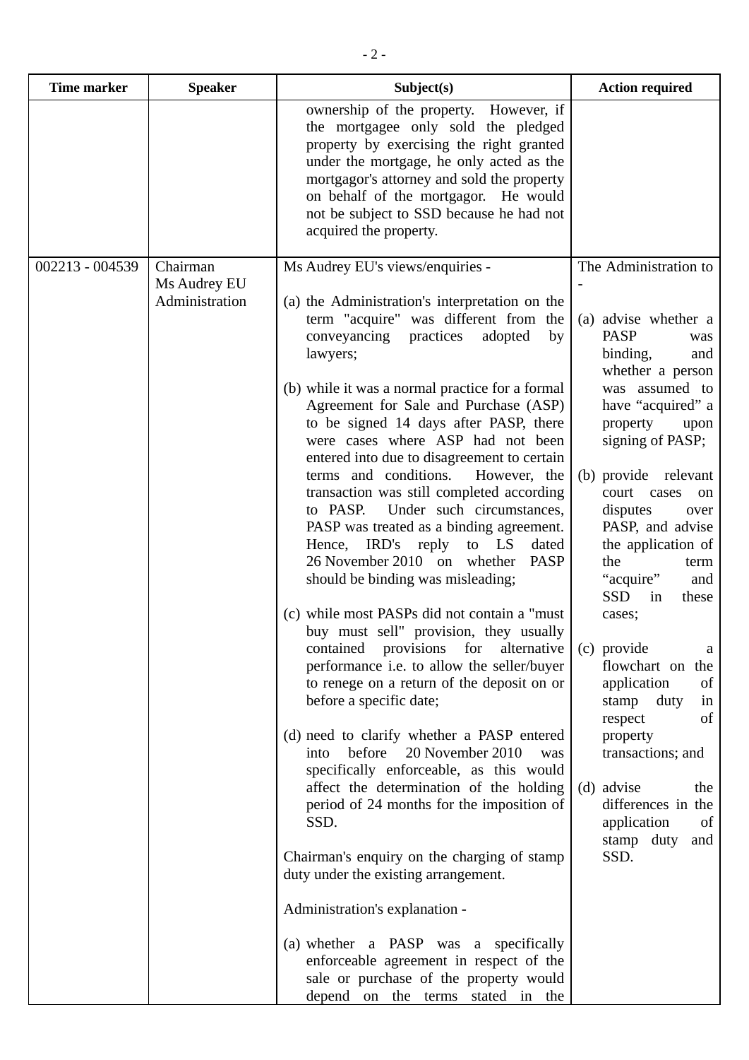| Time marker | Speaker | Subject(s) | Action required |
|---|---|---|---|
| | | ownership of the property. However, if the mortgagee only sold the pledged property by exercising the right granted under the mortgage, he only acted as the mortgagor's attorney and sold the property on behalf of the mortgagor. He would not be subject to SSD because he had not acquired the property. | |
| 002213 - 004539 | Chairman<br>Ms Audrey EU<br>Administration | Ms Audrey EU's views/enquiries -<br><br>(a) the Administration's interpretation on the term "acquire" was different from the conveyancing practices adopted by lawyers;<br><br>(b) while it was a normal practice for a formal Agreement for Sale and Purchase (ASP) to be signed 14 days after PASP, there were cases where ASP had not been entered into due to disagreement to certain terms and conditions. However, the transaction was still completed according to PASP. Under such circumstances, PASP was treated as a binding agreement. Hence, IRD's reply to LS dated 26 November 2010 on whether PASP should be binding was misleading;<br><br>(c) while most PASPs did not contain a "must buy must sell" provision, they usually contained provisions for alternative performance i.e. to allow the seller/buyer to renege on a return of the deposit on or before a specific date;<br><br>(d) need to clarify whether a PASP entered into before 20 November 2010 was specifically enforceable, as this would affect the determination of the holding period of 24 months for the imposition of SSD.<br><br>Chairman's enquiry on the charging of stamp duty under the existing arrangement.<br><br>Administration's explanation -<br><br>(a) whether a PASP was a specifically enforceable agreement in respect of the sale or purchase of the property would depend on the terms stated in the | The Administration to -<br><br>(a) advise whether a PASP was binding, and whether a person was assumed to have "acquired" a property upon signing of PASP;<br><br>(b) provide relevant court cases on disputes over PASP, and advise the application of the term "acquire" and SSD in these cases;<br><br>(c) provide a flowchart on the application of stamp duty in respect of property transactions; and<br><br>(d) advise the differences in the application of stamp duty and SSD. |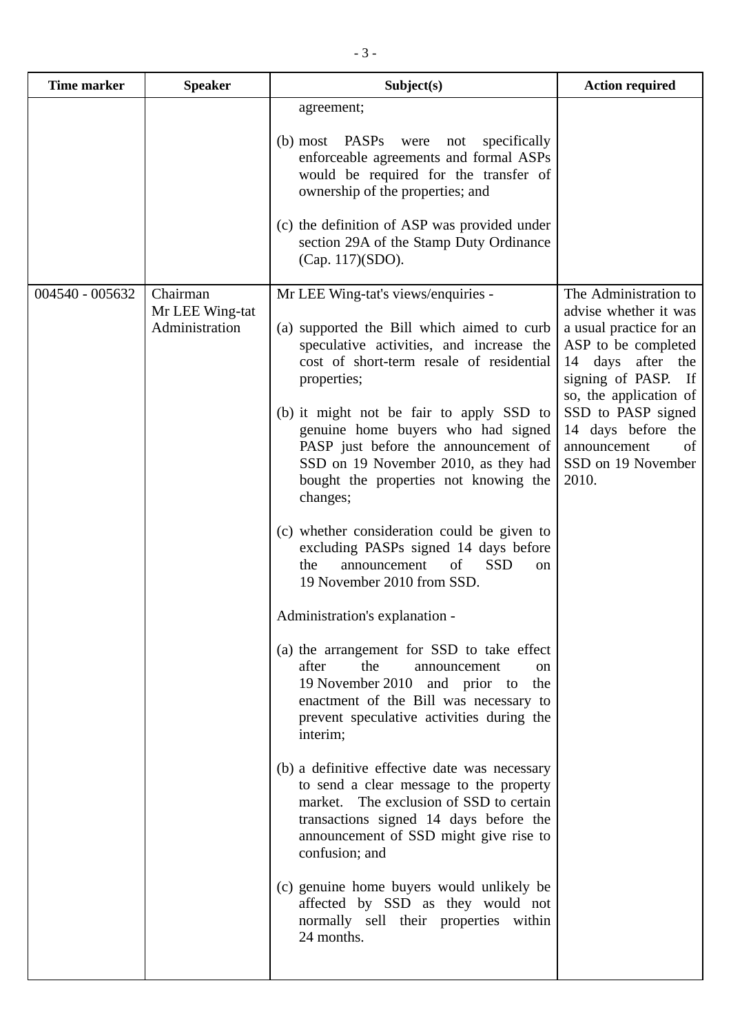| Time marker | Speaker | Subject(s) | Action required |
|---|---|---|---|
| | | agreement;<br><br>(b) most PASPs were not specifically enforceable agreements and formal ASPs would be required for the transfer of ownership of the properties; and<br><br>(c) the definition of ASP was provided under section 29A of the Stamp Duty Ordinance (Cap. 117)(SDO). | |
| 004540 - 005632 | Chairman<br>Mr LEE Wing-tat<br>Administration | Mr LEE Wing-tat's views/enquiries -<br><br>(a) supported the Bill which aimed to curb speculative activities, and increase the cost of short-term resale of residential properties;<br><br>(b) it might not be fair to apply SSD to genuine home buyers who had signed PASP just before the announcement of SSD on 19 November 2010, as they had bought the properties not knowing the changes;<br><br>(c) whether consideration could be given to excluding PASPs signed 14 days before the announcement of SSD on 19 November 2010 from SSD.<br><br>Administration's explanation -<br><br>(a) the arrangement for SSD to take effect after the announcement on 19 November 2010 and prior to the enactment of the Bill was necessary to prevent speculative activities during the interim;<br><br>(b) a definitive effective date was necessary to send a clear message to the property market. The exclusion of SSD to certain transactions signed 14 days before the announcement of SSD might give rise to confusion; and<br><br>(c) genuine home buyers would unlikely be affected by SSD as they would not normally sell their properties within 24 months. | The Administration to advise whether it was a usual practice for an ASP to be completed 14 days after the signing of PASP. If so, the application of SSD to PASP signed 14 days before the announcement of SSD on 19 November 2010. |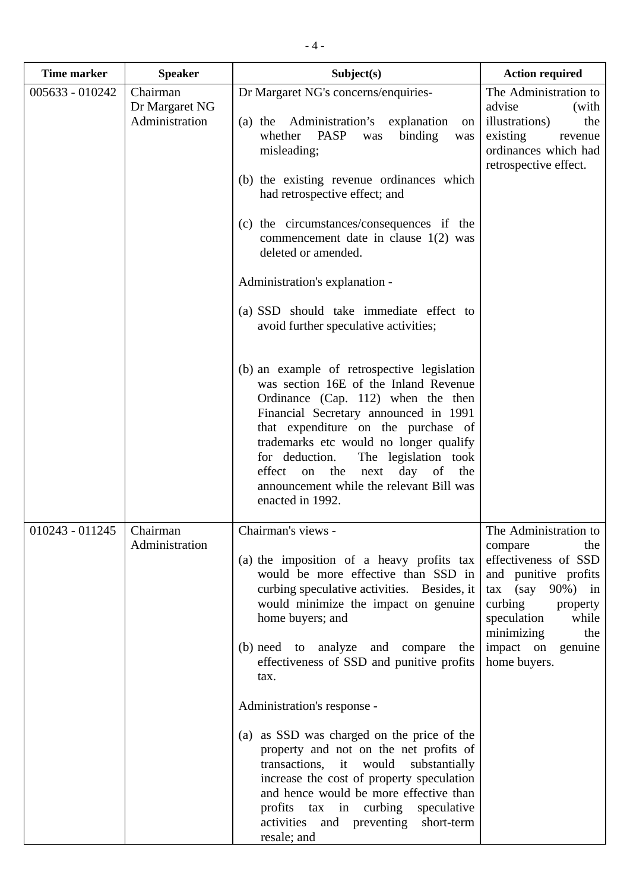| Time marker | Speaker | Subject(s) | Action required |
|---|---|---|---|
| 005633 - 010242 | Chairman<br>Dr Margaret NG<br>Administration | Dr Margaret NG's concerns/enquiries-<br><br>(a) the Administration's explanation on whether PASP was binding was misleading;<br><br>(b) the existing revenue ordinances which had retrospective effect; and<br><br>(c) the circumstances/consequences if the commencement date in clause 1(2) was deleted or amended.<br><br>Administration's explanation -<br><br>(a) SSD should take immediate effect to avoid further speculative activities;<br><br>(b) an example of retrospective legislation was section 16E of the Inland Revenue Ordinance (Cap. 112) when the then Financial Secretary announced in 1991 that expenditure on the purchase of trademarks etc would no longer qualify for deduction. The legislation took effect on the next day of the announcement while the relevant Bill was enacted in 1992. | The Administration to advise (with illustrations) the existing revenue ordinances which had retrospective effect. |
| 010243 - 011245 | Chairman<br>Administration | Chairman's views -<br><br>(a) the imposition of a heavy profits tax would be more effective than SSD in curbing speculative activities. Besides, it would minimize the impact on genuine home buyers; and<br><br>(b) need to analyze and compare the effectiveness of SSD and punitive profits tax.<br><br>Administration's response -<br><br>(a) as SSD was charged on the price of the property and not on the net profits of transactions, it would substantially increase the cost of property speculation and hence would be more effective than profits tax in curbing speculative activities and preventing short-term resale; and | The Administration to compare the effectiveness of SSD and punitive profits tax (say 90%) in curbing property speculation while minimizing the impact on genuine home buyers. |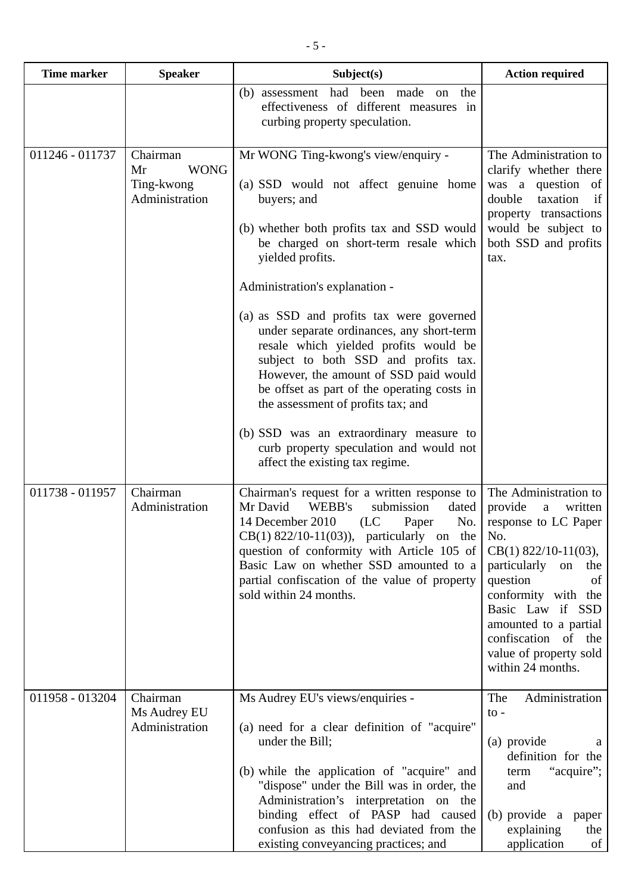| Time marker | Speaker | Subject(s) | Action required |
|---|---|---|---|
| | | (b) assessment had been made on the effectiveness of different measures in curbing property speculation. | |
| 011246 - 011737 | Chairman<br>Mr WONG Ting-kwong<br>Administration | Mr WONG Ting-kwong's view/enquiry -<br><br>(a) SSD would not affect genuine home buyers; and<br><br>(b) whether both profits tax and SSD would be charged on short-term resale which yielded profits.<br><br>Administration's explanation -<br><br>(a) as SSD and profits tax were governed under separate ordinances, any short-term resale which yielded profits would be subject to both SSD and profits tax. However, the amount of SSD paid would be offset as part of the operating costs in the assessment of profits tax; and<br><br>(b) SSD was an extraordinary measure to curb property speculation and would not affect the existing tax regime. | The Administration to clarify whether there was a question of double taxation if property transactions would be subject to both SSD and profits tax. |
| 011738 - 011957 | Chairman<br>Administration | Chairman's request for a written response to Mr David WEBB's submission dated 14 December 2010 (LC Paper No. CB(1) 822/10-11(03)), particularly on the question of conformity with Article 105 of Basic Law on whether SSD amounted to a partial confiscation of the value of property sold within 24 months. | The Administration to provide a written response to LC Paper No. CB(1) 822/10-11(03), particularly on the question of conformity with the Basic Law if SSD amounted to a partial confiscation of the value of property sold within 24 months. |
| 011958 - 013204 | Chairman<br>Ms Audrey EU<br>Administration | Ms Audrey EU's views/enquiries -<br><br>(a) need for a clear definition of "acquire" under the Bill;<br><br>(b) while the application of "acquire" and "dispose" under the Bill was in order, the Administration's interpretation on the binding effect of PASP had caused confusion as this had deviated from the existing conveyancing practices; and | The Administration to -<br><br>(a) provide a definition for the term "acquire"; and<br><br>(b) provide a paper explaining the application of |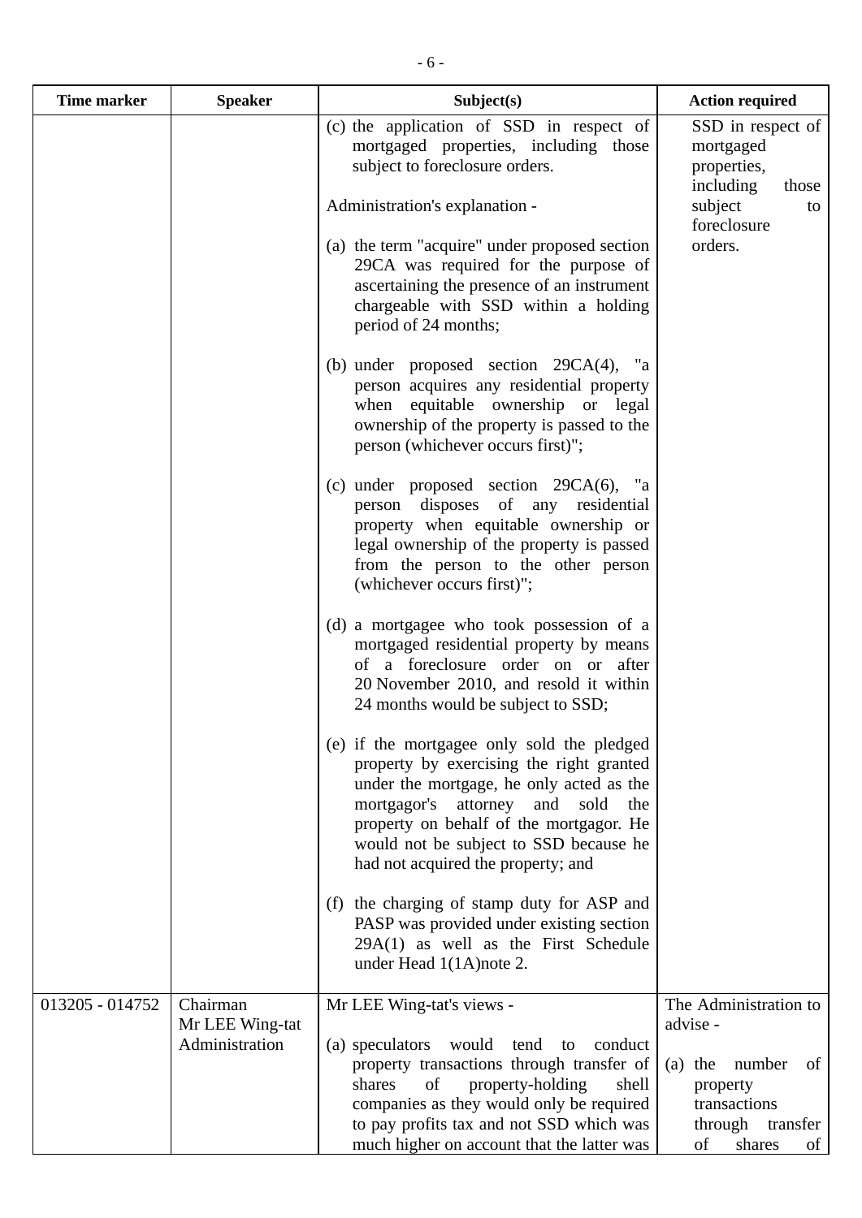| Time marker | Speaker | Subject(s) | Action required |
|---|---|---|---|
| | | (c) the application of SSD in respect of mortgaged properties, including those subject to foreclosure orders.<br><br>Administration's explanation -<br><br>(a) the term "acquire" under proposed section 29CA was required for the purpose of ascertaining the presence of an instrument chargeable with SSD within a holding period of 24 months;<br><br>(b) under proposed section 29CA(4), "a person acquires any residential property when equitable ownership or legal ownership of the property is passed to the person (whichever occurs first)";<br><br>(c) under proposed section 29CA(6), "a person disposes of any residential property when equitable ownership or legal ownership of the property is passed from the person to the other person (whichever occurs first)";<br><br>(d) a mortgagee who took possession of a mortgaged residential property by means of a foreclosure order on or after 20 November 2010, and resold it within 24 months would be subject to SSD;<br><br>(e) if the mortgagee only sold the pledged property by exercising the right granted under the mortgage, he only acted as the mortgagor's attorney and sold the property on behalf of the mortgagor. He would not be subject to SSD because he had not acquired the property; and<br><br>(f) the charging of stamp duty for ASP and PASP was provided under existing section 29A(1) as well as the First Schedule under Head 1(1A)note 2. | SSD in respect of mortgaged properties, including those subject to foreclosure orders. |
| 013205 - 014752 | Chairman<br>Mr LEE Wing-tat<br>Administration | Mr LEE Wing-tat's views -<br><br>(a) speculators would tend to conduct property transactions through transfer of shares of property-holding shell companies as they would only be required to pay profits tax and not SSD which was much higher on account that the latter was | The Administration to advise -<br><br>(a) the number of property transactions through transfer of shares of |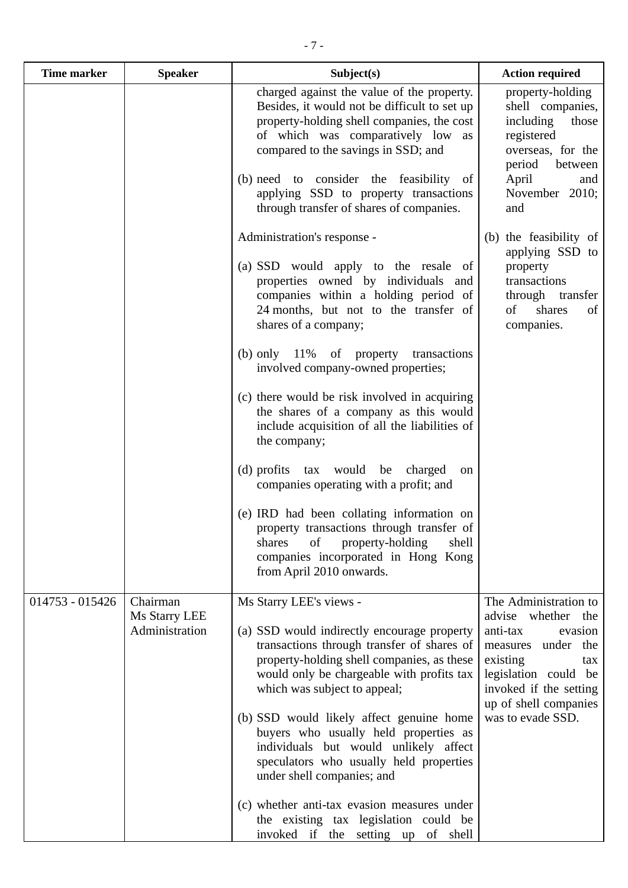| Time marker | Speaker | Subject(s) | Action required |
|---|---|---|---|
| | | charged against the value of the property. Besides, it would not be difficult to set up property-holding shell companies, the cost of which was comparatively low as compared to the savings in SSD; and<br><br>(b) need to consider the feasibility of applying SSD to property transactions through transfer of shares of companies.<br><br>Administration's response -<br><br>(a) SSD would apply to the resale of properties owned by individuals and companies within a holding period of 24 months, but not to the transfer of shares of a company;<br><br>(b) only 11% of property transactions involved company-owned properties;<br><br>(c) there would be risk involved in acquiring the shares of a company as this would include acquisition of all the liabilities of the company;<br><br>(d) profits tax would be charged on companies operating with a profit; and<br><br>(e) IRD had been collating information on property transactions through transfer of shares of property-holding shell companies incorporated in Hong Kong from April 2010 onwards. | property-holding shell companies, including those registered overseas, for the period between April and November 2010; and<br><br>(b) the feasibility of applying SSD to property transactions through transfer of shares of companies. |
| 014753 - 015426 | Chairman<br>Ms Starry LEE<br>Administration | Ms Starry LEE's views -<br><br>(a) SSD would indirectly encourage property transactions through transfer of shares of property-holding shell companies, as these would only be chargeable with profits tax which was subject to appeal;<br><br>(b) SSD would likely affect genuine home buyers who usually held properties as individuals but would unlikely affect speculators who usually held properties under shell companies; and<br><br>(c) whether anti-tax evasion measures under the existing tax legislation could be invoked if the setting up of shell | The Administration to advise whether the anti-tax evasion measures under the existing tax legislation could be invoked if the setting up of shell companies was to evade SSD. |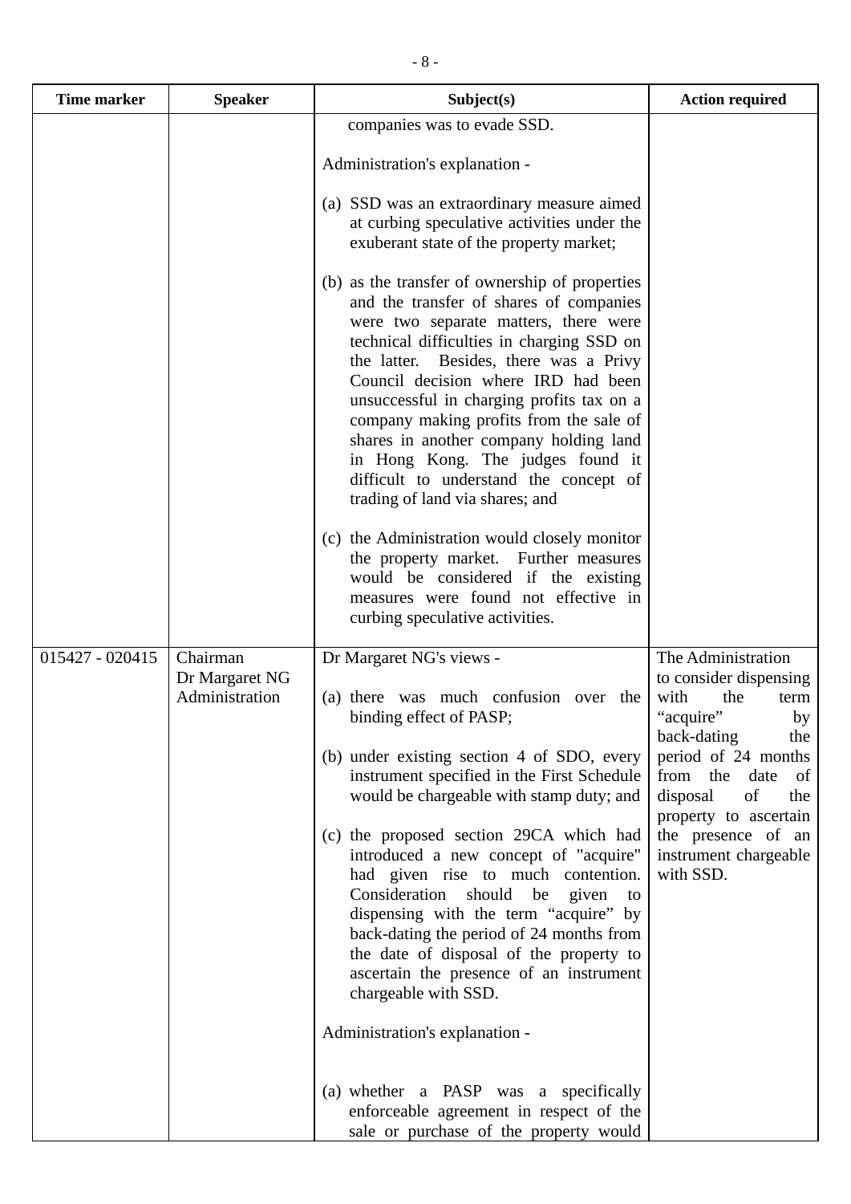| Time marker | Speaker | Subject(s) | Action required |
|---|---|---|---|
| | | companies was to evade SSD.<br><br>Administration's explanation -<br><br>(a) SSD was an extraordinary measure aimed at curbing speculative activities under the exuberant state of the property market;<br><br>(b) as the transfer of ownership of properties and the transfer of shares of companies were two separate matters, there were technical difficulties in charging SSD on the latter. Besides, there was a Privy Council decision where IRD had been unsuccessful in charging profits tax on a company making profits from the sale of shares in another company holding land in Hong Kong. The judges found it difficult to understand the concept of trading of land via shares; and<br><br>(c) the Administration would closely monitor the property market. Further measures would be considered if the existing measures were found not effective in curbing speculative activities. | |
| 015427 - 020415 | Chairman<br>Dr Margaret NG<br>Administration | Dr Margaret NG's views -<br><br>(a) there was much confusion over the binding effect of PASP;<br><br>(b) under existing section 4 of SDO, every instrument specified in the First Schedule would be chargeable with stamp duty; and<br><br>(c) the proposed section 29CA which had introduced a new concept of "acquire" had given rise to much contention. Consideration should be given to dispensing with the term "acquire" by back-dating the period of 24 months from the date of disposal of the property to ascertain the presence of an instrument chargeable with SSD.<br><br>Administration's explanation -<br><br>(a) whether a PASP was a specifically enforceable agreement in respect of the sale or purchase of the property would | The Administration to consider dispensing with the term "acquire" by back-dating the period of 24 months from the date of disposal of the property to ascertain the presence of an instrument chargeable with SSD. |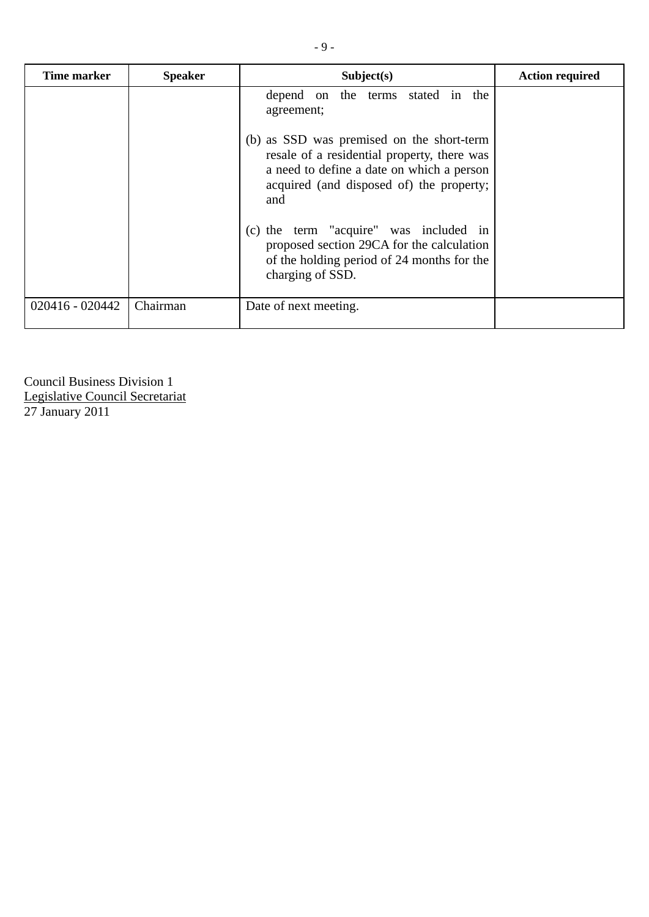| Time marker | Speaker | Subject(s) | Action required |
|---|---|---|---|
| | | depend on the terms stated in the agreement;<br><br>(b) as SSD was premised on the short-term resale of a residential property, there was a need to define a date on which a person acquired (and disposed of) the property; and<br><br>(c) the term "acquire" was included in proposed section 29CA for the calculation of the holding period of 24 months for the charging of SSD. | |
| 020416 - 020442 | Chairman | Date of next meeting. | |

Council Business Division 1
Legislative Council Secretariat
27 January 2011